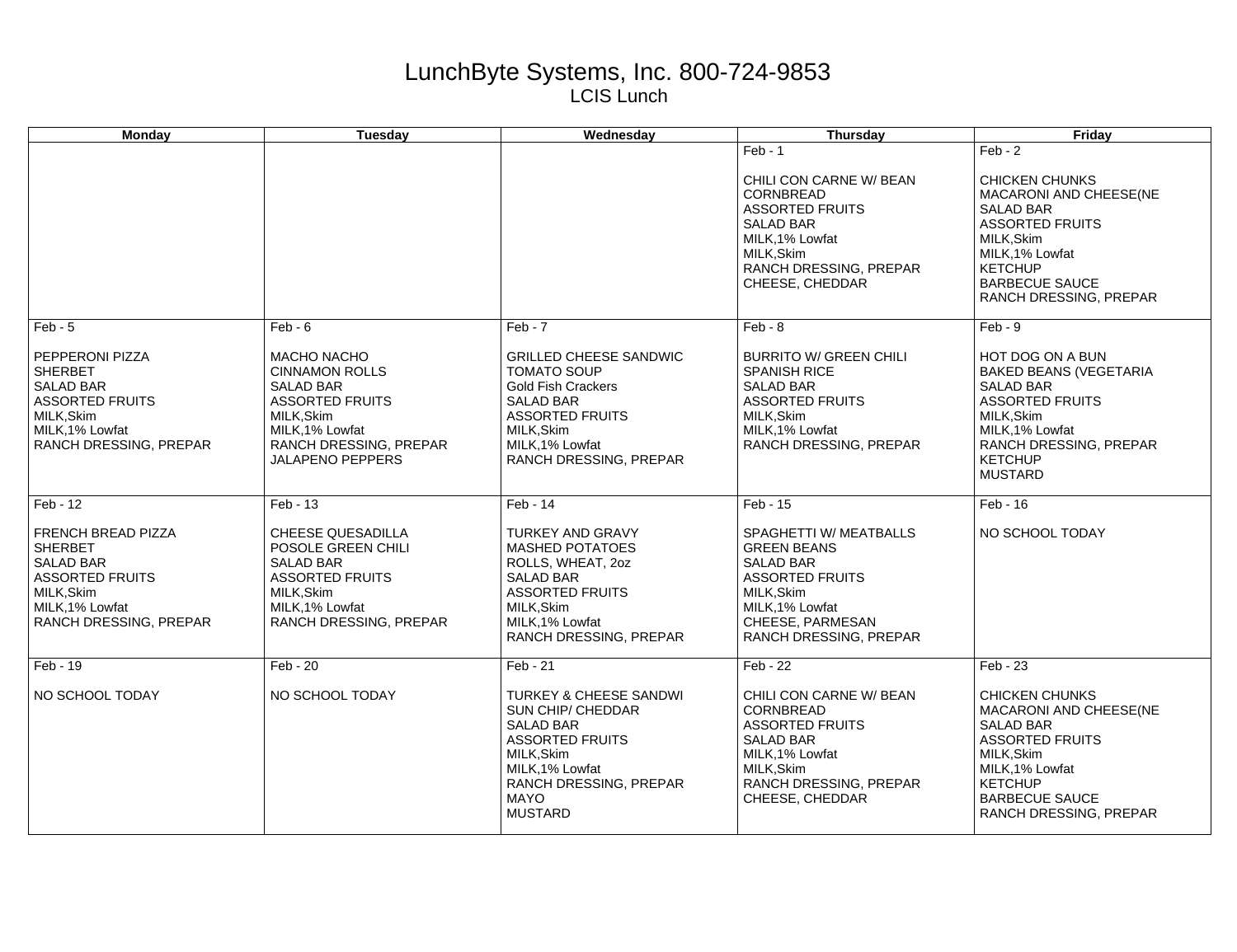# LunchByte Systems, Inc. 800-724-9853

LCIS Lunch

| Monday | Tuesday | Wednesday | Thursday | Friday |
|---|---|---|---|---|
| | | | Feb - 1<br><br>CHILI CON CARNE W/ BEAN<br>CORNBREAD<br>ASSORTED FRUITS<br>SALAD BAR<br>MILK,1% Lowfat<br>MILK,Skim<br>RANCH DRESSING, PREPAR<br>CHEESE, CHEDDAR | Feb - 2<br><br>CHICKEN CHUNKS<br>MACARONI AND CHEESE(NE<br>SALAD BAR<br>ASSORTED FRUITS<br>MILK,Skim<br>MILK,1% Lowfat<br>KETCHUP<br>BARBECUE SAUCE<br>RANCH DRESSING, PREPAR |
| Feb - 5<br><br>PEPPERONI PIZZA<br>SHERBET<br>SALAD BAR<br>ASSORTED FRUITS<br>MILK,Skim<br>MILK,1% Lowfat<br>RANCH DRESSING, PREPAR | Feb - 6<br><br>MACHO NACHO<br>CINNAMON ROLLS<br>SALAD BAR<br>ASSORTED FRUITS<br>MILK,Skim<br>MILK,1% Lowfat<br>RANCH DRESSING, PREPAR<br>JALAPENO PEPPERS | Feb - 7<br><br>GRILLED CHEESE SANDWIC<br>TOMATO SOUP<br>Gold Fish Crackers<br>SALAD BAR<br>ASSORTED FRUITS<br>MILK,Skim<br>MILK,1% Lowfat<br>RANCH DRESSING, PREPAR | Feb - 8<br><br>BURRITO W/ GREEN CHILI<br>SPANISH RICE<br>SALAD BAR<br>ASSORTED FRUITS<br>MILK,Skim<br>MILK,1% Lowfat<br>RANCH DRESSING, PREPAR | Feb - 9<br><br>HOT DOG ON A BUN<br>BAKED BEANS (VEGETARIA<br>SALAD BAR<br>ASSORTED FRUITS<br>MILK,Skim<br>MILK,1% Lowfat<br>RANCH DRESSING, PREPAR<br>KETCHUP<br>MUSTARD |
| Feb - 12<br><br>FRENCH BREAD PIZZA<br>SHERBET<br>SALAD BAR<br>ASSORTED FRUITS<br>MILK,Skim<br>MILK,1% Lowfat<br>RANCH DRESSING, PREPAR | Feb - 13<br><br>CHEESE QUESADILLA<br>POSOLE GREEN CHILI<br>SALAD BAR<br>ASSORTED FRUITS<br>MILK,Skim<br>MILK,1% Lowfat<br>RANCH DRESSING, PREPAR | Feb - 14<br><br>TURKEY AND GRAVY<br>MASHED POTATOES<br>ROLLS, WHEAT, 2oz<br>SALAD BAR<br>ASSORTED FRUITS<br>MILK,Skim<br>MILK,1% Lowfat<br>RANCH DRESSING, PREPAR | Feb - 15<br><br>SPAGHETTI W/ MEATBALLS<br>GREEN BEANS<br>SALAD BAR<br>ASSORTED FRUITS<br>MILK,Skim<br>MILK,1% Lowfat<br>CHEESE, PARMESAN<br>RANCH DRESSING, PREPAR | Feb - 16<br><br>NO SCHOOL TODAY |
| Feb - 19<br><br>NO SCHOOL TODAY | Feb - 20<br><br>NO SCHOOL TODAY | Feb - 21<br><br>TURKEY & CHEESE SANDWI<br>SUN CHIP/ CHEDDAR<br>SALAD BAR<br>ASSORTED FRUITS<br>MILK,Skim<br>MILK,1% Lowfat<br>RANCH DRESSING, PREPAR<br>MAYO<br>MUSTARD | Feb - 22<br><br>CHILI CON CARNE W/ BEAN<br>CORNBREAD<br>ASSORTED FRUITS<br>SALAD BAR<br>MILK,1% Lowfat<br>MILK,Skim<br>RANCH DRESSING, PREPAR<br>CHEESE, CHEDDAR | Feb - 23<br><br>CHICKEN CHUNKS<br>MACARONI AND CHEESE(NE<br>SALAD BAR<br>ASSORTED FRUITS<br>MILK,Skim<br>MILK,1% Lowfat<br>KETCHUP<br>BARBECUE SAUCE<br>RANCH DRESSING, PREPAR |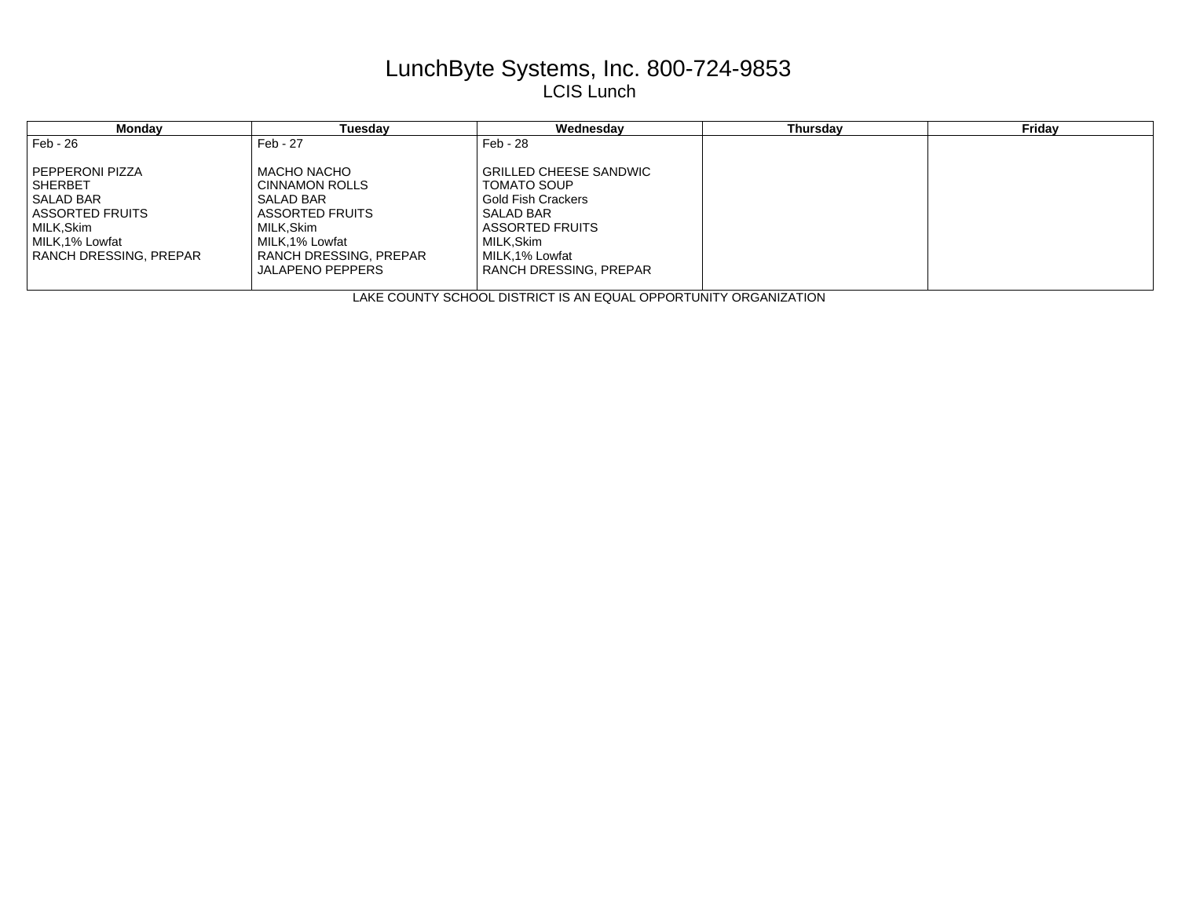# LunchByte Systems, Inc. 800-724-9853

## LCIS Lunch

| Monday | Tuesday | Wednesday | Thursday | Friday |
|---|---|---|---|---|
| Feb - 26<br><br>PEPPERONI PIZZA<br>SHERBET<br>SALAD BAR<br>ASSORTED FRUITS<br>MILK,Skim<br>MILK,1% Lowfat<br>RANCH DRESSING, PREPAR | Feb - 27<br><br>MACHO NACHO<br>CINNAMON ROLLS<br>SALAD BAR<br>ASSORTED FRUITS<br>MILK,Skim<br>MILK,1% Lowfat<br>RANCH DRESSING, PREPAR<br>JALAPENO PEPPERS | Feb - 28<br><br>GRILLED CHEESE SANDWIC<br>TOMATO SOUP<br>Gold Fish Crackers<br>SALAD BAR<br>ASSORTED FRUITS<br>MILK,Skim<br>MILK,1% Lowfat<br>RANCH DRESSING, PREPAR | | |

LAKE COUNTY SCHOOL DISTRICT IS AN EQUAL OPPORTUNITY ORGANIZATION